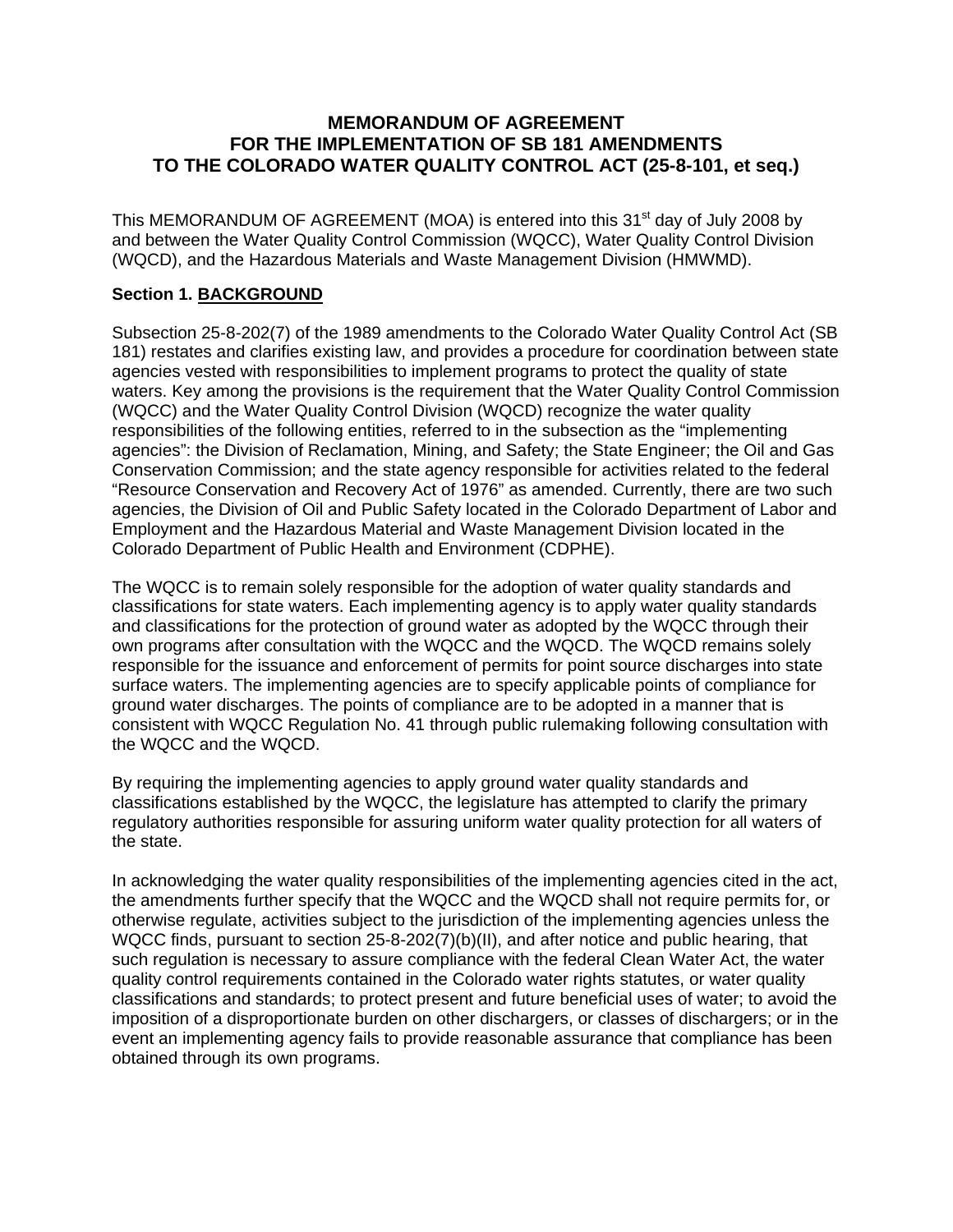# MEMORANDUM OF AGREEMENT FOR THE IMPLEMENTATION OF SB 181 AMENDMENTS TO THE COLORADO WATER QUALITY CONTROL ACT (25-8-101, et seq.)

This MEMORANDUM OF AGREEMENT (MOA) is entered into this 31st day of July 2008 by and between the Water Quality Control Commission (WQCC), Water Quality Control Division (WQCD), and the Hazardous Materials and Waste Management Division (HMWMD).

## Section 1. BACKGROUND

Subsection 25-8-202(7) of the 1989 amendments to the Colorado Water Quality Control Act (SB 181) restates and clarifies existing law, and provides a procedure for coordination between state agencies vested with responsibilities to implement programs to protect the quality of state waters. Key among the provisions is the requirement that the Water Quality Control Commission (WQCC) and the Water Quality Control Division (WQCD) recognize the water quality responsibilities of the following entities, referred to in the subsection as the "implementing agencies": the Division of Reclamation, Mining, and Safety; the State Engineer; the Oil and Gas Conservation Commission; and the state agency responsible for activities related to the federal "Resource Conservation and Recovery Act of 1976" as amended. Currently, there are two such agencies, the Division of Oil and Public Safety located in the Colorado Department of Labor and Employment and the Hazardous Material and Waste Management Division located in the Colorado Department of Public Health and Environment (CDPHE).

The WQCC is to remain solely responsible for the adoption of water quality standards and classifications for state waters. Each implementing agency is to apply water quality standards and classifications for the protection of ground water as adopted by the WQCC through their own programs after consultation with the WQCC and the WQCD. The WQCD remains solely responsible for the issuance and enforcement of permits for point source discharges into state surface waters. The implementing agencies are to specify applicable points of compliance for ground water discharges. The points of compliance are to be adopted in a manner that is consistent with WQCC Regulation No. 41 through public rulemaking following consultation with the WQCC and the WQCD.

By requiring the implementing agencies to apply ground water quality standards and classifications established by the WQCC, the legislature has attempted to clarify the primary regulatory authorities responsible for assuring uniform water quality protection for all waters of the state.

In acknowledging the water quality responsibilities of the implementing agencies cited in the act, the amendments further specify that the WQCC and the WQCD shall not require permits for, or otherwise regulate, activities subject to the jurisdiction of the implementing agencies unless the WQCC finds, pursuant to section 25-8-202(7)(b)(II), and after notice and public hearing, that such regulation is necessary to assure compliance with the federal Clean Water Act, the water quality control requirements contained in the Colorado water rights statutes, or water quality classifications and standards; to protect present and future beneficial uses of water; to avoid the imposition of a disproportionate burden on other dischargers, or classes of dischargers; or in the event an implementing agency fails to provide reasonable assurance that compliance has been obtained through its own programs.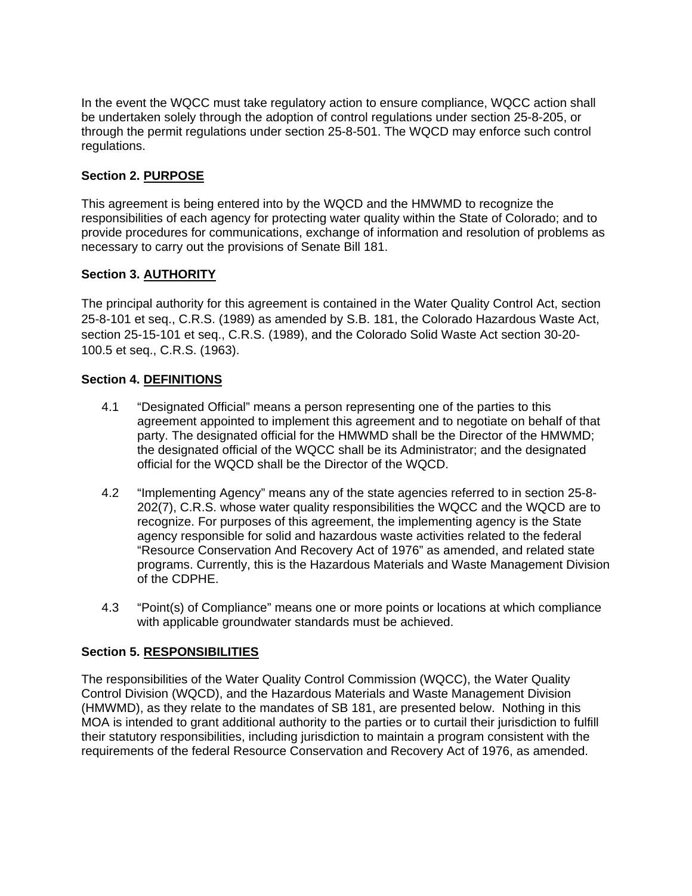In the event the WQCC must take regulatory action to ensure compliance, WQCC action shall be undertaken solely through the adoption of control regulations under section 25-8-205, or through the permit regulations under section 25-8-501. The WQCD may enforce such control regulations.

**Section 2. PURPOSE**

This agreement is being entered into by the WQCD and the HMWMD to recognize the responsibilities of each agency for protecting water quality within the State of Colorado; and to provide procedures for communications, exchange of information and resolution of problems as necessary to carry out the provisions of Senate Bill 181.

**Section 3. AUTHORITY**

The principal authority for this agreement is contained in the Water Quality Control Act, section 25-8-101 et seq., C.R.S. (1989) as amended by S.B. 181, the Colorado Hazardous Waste Act, section 25-15-101 et seq., C.R.S. (1989), and the Colorado Solid Waste Act section 30-20-100.5 et seq., C.R.S. (1963).

**Section 4. DEFINITIONS**

4.1 "Designated Official" means a person representing one of the parties to this agreement appointed to implement this agreement and to negotiate on behalf of that party. The designated official for the HMWMD shall be the Director of the HMWMD; the designated official of the WQCC shall be its Administrator; and the designated official for the WQCD shall be the Director of the WQCD.

4.2 "Implementing Agency" means any of the state agencies referred to in section 25-8-202(7), C.R.S. whose water quality responsibilities the WQCC and the WQCD are to recognize. For purposes of this agreement, the implementing agency is the State agency responsible for solid and hazardous waste activities related to the federal "Resource Conservation And Recovery Act of 1976" as amended, and related state programs. Currently, this is the Hazardous Materials and Waste Management Division of the CDPHE.

4.3 "Point(s) of Compliance" means one or more points or locations at which compliance with applicable groundwater standards must be achieved.

**Section 5. RESPONSIBILITIES**

The responsibilities of the Water Quality Control Commission (WQCC), the Water Quality Control Division (WQCD), and the Hazardous Materials and Waste Management Division (HMWMD), as they relate to the mandates of SB 181, are presented below. Nothing in this MOA is intended to grant additional authority to the parties or to curtail their jurisdiction to fulfill their statutory responsibilities, including jurisdiction to maintain a program consistent with the requirements of the federal Resource Conservation and Recovery Act of 1976, as amended.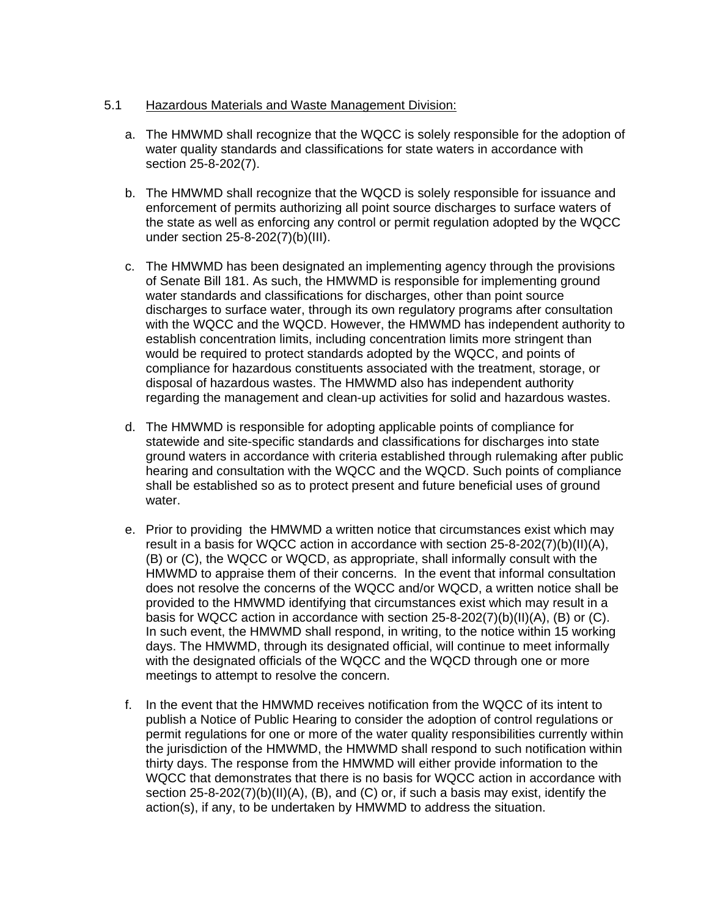5.1 <u>Hazardous Materials and Waste Management Division:</u>

a. The HMWMD shall recognize that the WQCC is solely responsible for the adoption of water quality standards and classifications for state waters in accordance with section 25-8-202(7).

b. The HMWMD shall recognize that the WQCD is solely responsible for issuance and enforcement of permits authorizing all point source discharges to surface waters of the state as well as enforcing any control or permit regulation adopted by the WQCC under section 25-8-202(7)(b)(III).

c. The HMWMD has been designated an implementing agency through the provisions of Senate Bill 181. As such, the HMWMD is responsible for implementing ground water standards and classifications for discharges, other than point source discharges to surface water, through its own regulatory programs after consultation with the WQCC and the WQCD. However, the HMWMD has independent authority to establish concentration limits, including concentration limits more stringent than would be required to protect standards adopted by the WQCC, and points of compliance for hazardous constituents associated with the treatment, storage, or disposal of hazardous wastes. The HMWMD also has independent authority regarding the management and clean-up activities for solid and hazardous wastes.

d. The HMWMD is responsible for adopting applicable points of compliance for statewide and site-specific standards and classifications for discharges into state ground waters in accordance with criteria established through rulemaking after public hearing and consultation with the WQCC and the WQCD. Such points of compliance shall be established so as to protect present and future beneficial uses of ground water.

e. Prior to providing the HMWMD a written notice that circumstances exist which may result in a basis for WQCC action in accordance with section 25-8-202(7)(b)(II)(A), (B) or (C), the WQCC or WQCD, as appropriate, shall informally consult with the HMWMD to appraise them of their concerns. In the event that informal consultation does not resolve the concerns of the WQCC and/or WQCD, a written notice shall be provided to the HMWMD identifying that circumstances exist which may result in a basis for WQCC action in accordance with section 25-8-202(7)(b)(II)(A), (B) or (C). In such event, the HMWMD shall respond, in writing, to the notice within 15 working days. The HMWMD, through its designated official, will continue to meet informally with the designated officials of the WQCC and the WQCD through one or more meetings to attempt to resolve the concern.

f. In the event that the HMWMD receives notification from the WQCC of its intent to publish a Notice of Public Hearing to consider the adoption of control regulations or permit regulations for one or more of the water quality responsibilities currently within the jurisdiction of the HMWMD, the HMWMD shall respond to such notification within thirty days. The response from the HMWMD will either provide information to the WQCC that demonstrates that there is no basis for WQCC action in accordance with section 25-8-202(7)(b)(II)(A), (B), and (C) or, if such a basis may exist, identify the action(s), if any, to be undertaken by HMWMD to address the situation.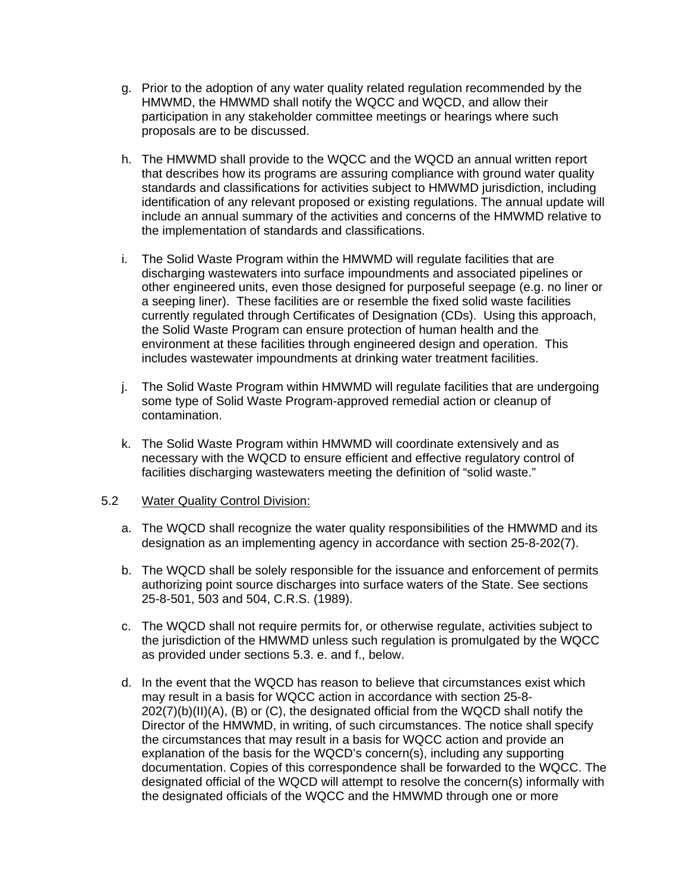g. Prior to the adoption of any water quality related regulation recommended by the HMWMD, the HMWMD shall notify the WQCC and WQCD, and allow their participation in any stakeholder committee meetings or hearings where such proposals are to be discussed.

h. The HMWMD shall provide to the WQCC and the WQCD an annual written report that describes how its programs are assuring compliance with ground water quality standards and classifications for activities subject to HMWMD jurisdiction, including identification of any relevant proposed or existing regulations. The annual update will include an annual summary of the activities and concerns of the HMWMD relative to the implementation of standards and classifications.

i. The Solid Waste Program within the HMWMD will regulate facilities that are discharging wastewaters into surface impoundments and associated pipelines or other engineered units, even those designed for purposeful seepage (e.g. no liner or a seeping liner). These facilities are or resemble the fixed solid waste facilities currently regulated through Certificates of Designation (CDs). Using this approach, the Solid Waste Program can ensure protection of human health and the environment at these facilities through engineered design and operation. This includes wastewater impoundments at drinking water treatment facilities.

j. The Solid Waste Program within HMWMD will regulate facilities that are undergoing some type of Solid Waste Program-approved remedial action or cleanup of contamination.

k. The Solid Waste Program within HMWMD will coordinate extensively and as necessary with the WQCD to ensure efficient and effective regulatory control of facilities discharging wastewaters meeting the definition of "solid waste."

5.2 Water Quality Control Division:

a. The WQCD shall recognize the water quality responsibilities of the HMWMD and its designation as an implementing agency in accordance with section 25-8-202(7).

b. The WQCD shall be solely responsible for the issuance and enforcement of permits authorizing point source discharges into surface waters of the State. See sections 25-8-501, 503 and 504, C.R.S. (1989).

c. The WQCD shall not require permits for, or otherwise regulate, activities subject to the jurisdiction of the HMWMD unless such regulation is promulgated by the WQCC as provided under sections 5.3. e. and f., below.

d. In the event that the WQCD has reason to believe that circumstances exist which may result in a basis for WQCC action in accordance with section 25-8-202(7)(b)(II)(A), (B) or (C), the designated official from the WQCD shall notify the Director of the HMWMD, in writing, of such circumstances. The notice shall specify the circumstances that may result in a basis for WQCC action and provide an explanation of the basis for the WQCD's concern(s), including any supporting documentation. Copies of this correspondence shall be forwarded to the WQCC. The designated official of the WQCD will attempt to resolve the concern(s) informally with the designated officials of the WQCC and the HMWMD through one or more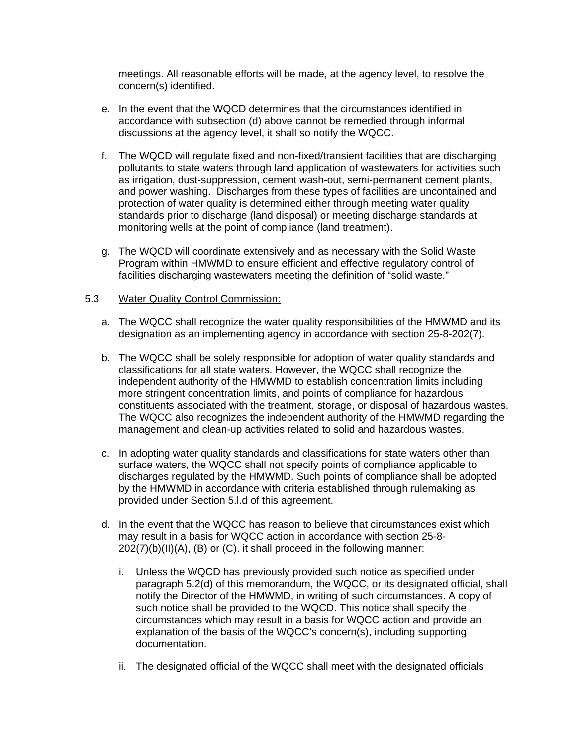meetings. All reasonable efforts will be made, at the agency level, to resolve the concern(s) identified.

e. In the event that the WQCD determines that the circumstances identified in accordance with subsection (d) above cannot be remedied through informal discussions at the agency level, it shall so notify the WQCC.

f. The WQCD will regulate fixed and non-fixed/transient facilities that are discharging pollutants to state waters through land application of wastewaters for activities such as irrigation, dust-suppression, cement wash-out, semi-permanent cement plants, and power washing. Discharges from these types of facilities are uncontained and protection of water quality is determined either through meeting water quality standards prior to discharge (land disposal) or meeting discharge standards at monitoring wells at the point of compliance (land treatment).

g. The WQCD will coordinate extensively and as necessary with the Solid Waste Program within HMWMD to ensure efficient and effective regulatory control of facilities discharging wastewaters meeting the definition of "solid waste."

5.3 Water Quality Control Commission:

a. The WQCC shall recognize the water quality responsibilities of the HMWMD and its designation as an implementing agency in accordance with section 25-8-202(7).

b. The WQCC shall be solely responsible for adoption of water quality standards and classifications for all state waters. However, the WQCC shall recognize the independent authority of the HMWMD to establish concentration limits including more stringent concentration limits, and points of compliance for hazardous constituents associated with the treatment, storage, or disposal of hazardous wastes. The WQCC also recognizes the independent authority of the HMWMD regarding the management and clean-up activities related to solid and hazardous wastes.

c. In adopting water quality standards and classifications for state waters other than surface waters, the WQCC shall not specify points of compliance applicable to discharges regulated by the HMWMD. Such points of compliance shall be adopted by the HMWMD in accordance with criteria established through rulemaking as provided under Section 5.l.d of this agreement.

d. In the event that the WQCC has reason to believe that circumstances exist which may result in a basis for WQCC action in accordance with section 25-8-202(7)(b)(II)(A), (B) or (C). it shall proceed in the following manner:

   i. Unless the WQCD has previously provided such notice as specified under paragraph 5.2(d) of this memorandum, the WQCC, or its designated official, shall notify the Director of the HMWMD, in writing of such circumstances. A copy of such notice shall be provided to the WQCD. This notice shall specify the circumstances which may result in a basis for WQCC action and provide an explanation of the basis of the WQCC's concern(s), including supporting documentation.

   ii. The designated official of the WQCC shall meet with the designated officials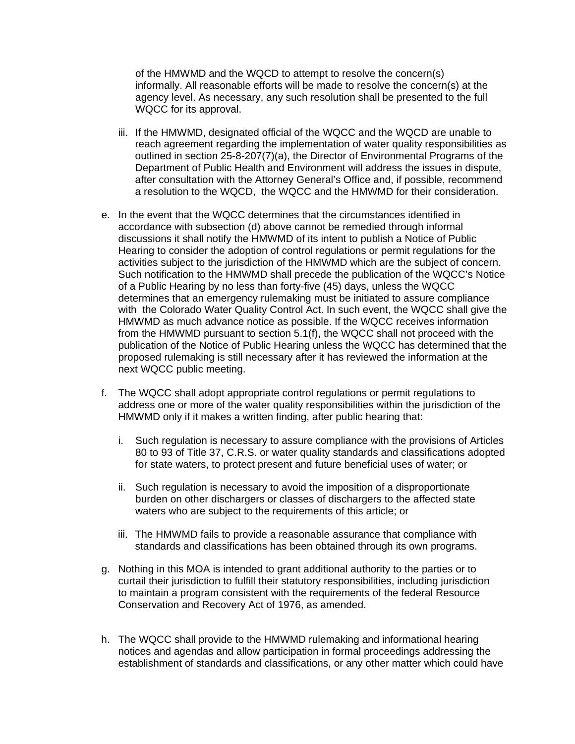of the HMWMD and the WQCD to attempt to resolve the concern(s) informally. All reasonable efforts will be made to resolve the concern(s) at the agency level. As necessary, any such resolution shall be presented to the full WQCC for its approval.

iii. If the HMWMD, designated official of the WQCC and the WQCD are unable to reach agreement regarding the implementation of water quality responsibilities as outlined in section 25-8-207(7)(a), the Director of Environmental Programs of the Department of Public Health and Environment will address the issues in dispute, after consultation with the Attorney General's Office and, if possible, recommend a resolution to the WQCD, the WQCC and the HMWMD for their consideration.

e. In the event that the WQCC determines that the circumstances identified in accordance with subsection (d) above cannot be remedied through informal discussions it shall notify the HMWMD of its intent to publish a Notice of Public Hearing to consider the adoption of control regulations or permit regulations for the activities subject to the jurisdiction of the HMWMD which are the subject of concern. Such notification to the HMWMD shall precede the publication of the WQCC's Notice of a Public Hearing by no less than forty-five (45) days, unless the WQCC determines that an emergency rulemaking must be initiated to assure compliance with the Colorado Water Quality Control Act. In such event, the WQCC shall give the HMWMD as much advance notice as possible. If the WQCC receives information from the HMWMD pursuant to section 5.1(f), the WQCC shall not proceed with the publication of the Notice of Public Hearing unless the WQCC has determined that the proposed rulemaking is still necessary after it has reviewed the information at the next WQCC public meeting.

f. The WQCC shall adopt appropriate control regulations or permit regulations to address one or more of the water quality responsibilities within the jurisdiction of the HMWMD only if it makes a written finding, after public hearing that:

   i. Such regulation is necessary to assure compliance with the provisions of Articles 80 to 93 of Title 37, C.R.S. or water quality standards and classifications adopted for state waters, to protect present and future beneficial uses of water; or

   ii. Such regulation is necessary to avoid the imposition of a disproportionate burden on other dischargers or classes of dischargers to the affected state waters who are subject to the requirements of this article; or

   iii. The HMWMD fails to provide a reasonable assurance that compliance with standards and classifications has been obtained through its own programs.

g. Nothing in this MOA is intended to grant additional authority to the parties or to curtail their jurisdiction to fulfill their statutory responsibilities, including jurisdiction to maintain a program consistent with the requirements of the federal Resource Conservation and Recovery Act of 1976, as amended.

h. The WQCC shall provide to the HMWMD rulemaking and informational hearing notices and agendas and allow participation in formal proceedings addressing the establishment of standards and classifications, or any other matter which could have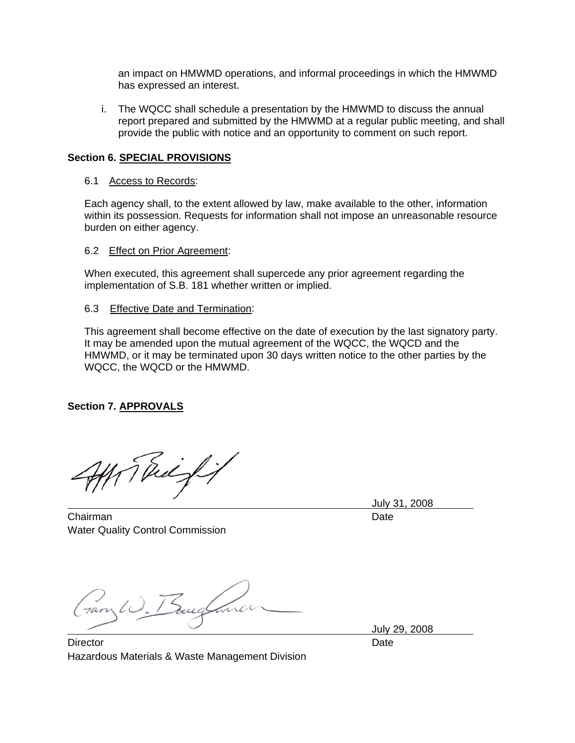an impact on HMWMD operations, and informal proceedings in which the HMWMD has expressed an interest.

i. The WQCC shall schedule a presentation by the HMWMD to discuss the annual report prepared and submitted by the HMWMD at a regular public meeting, and shall provide the public with notice and an opportunity to comment on such report.

**Section 6. SPECIAL PROVISIONS**

6.1 Access to Records:

Each agency shall, to the extent allowed by law, make available to the other, information within its possession. Requests for information shall not impose an unreasonable resource burden on either agency.

6.2 Effect on Prior Agreement:

When executed, this agreement shall supercede any prior agreement regarding the implementation of S.B. 181 whether written or implied.

6.3 Effective Date and Termination:

This agreement shall become effective on the date of execution by the last signatory party. It may be amended upon the mutual agreement of the WQCC, the WQCD and the HMWMD, or it may be terminated upon 30 days written notice to the other parties by the WQCC, the WQCD or the HMWMD.

**Section 7. APPROVALS**

July 31, 2008

Chairman
Water Quality Control Commission
Date

July 29, 2008

Director
Hazardous Materials & Waste Management Division
Date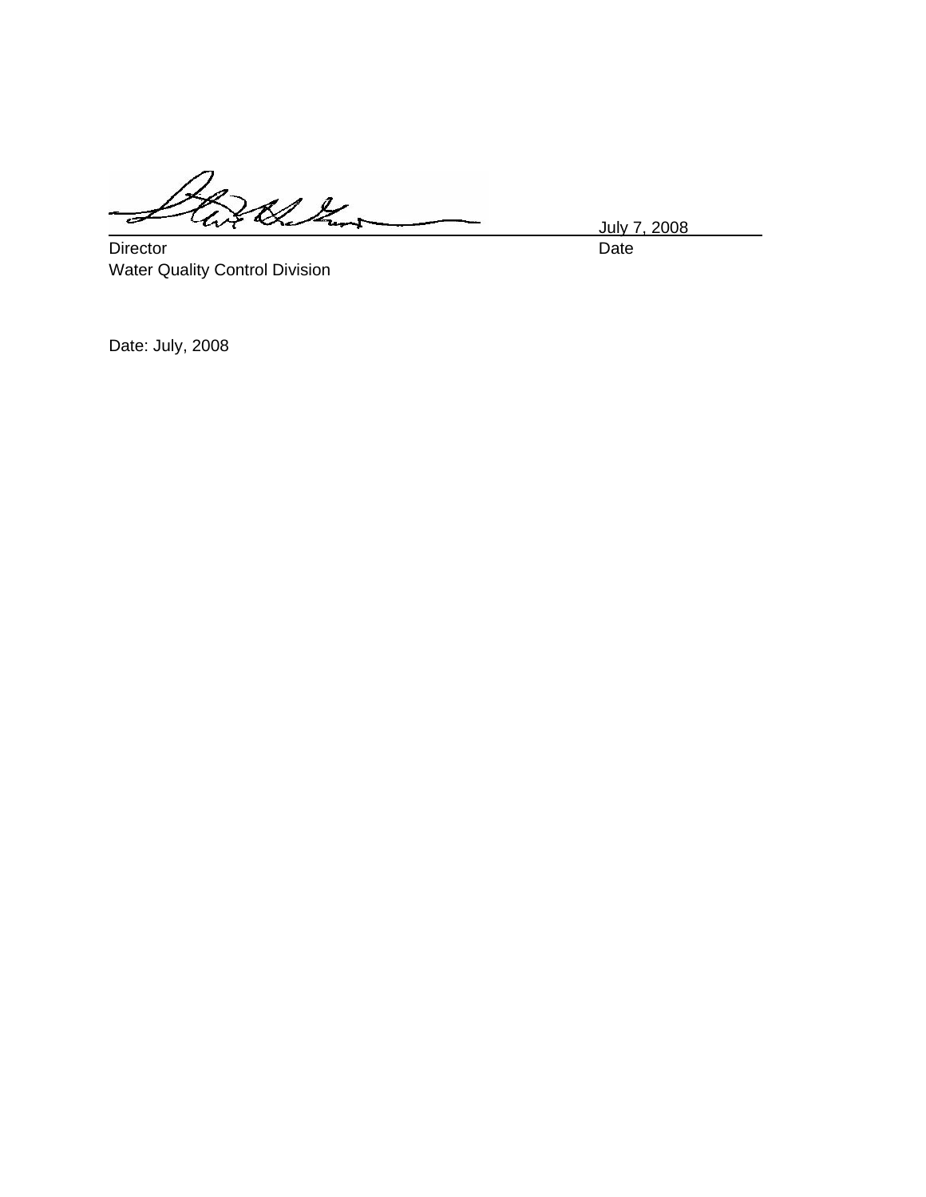July 7, 2008

Director — Date

Water Quality Control Division

Date: July, 2008